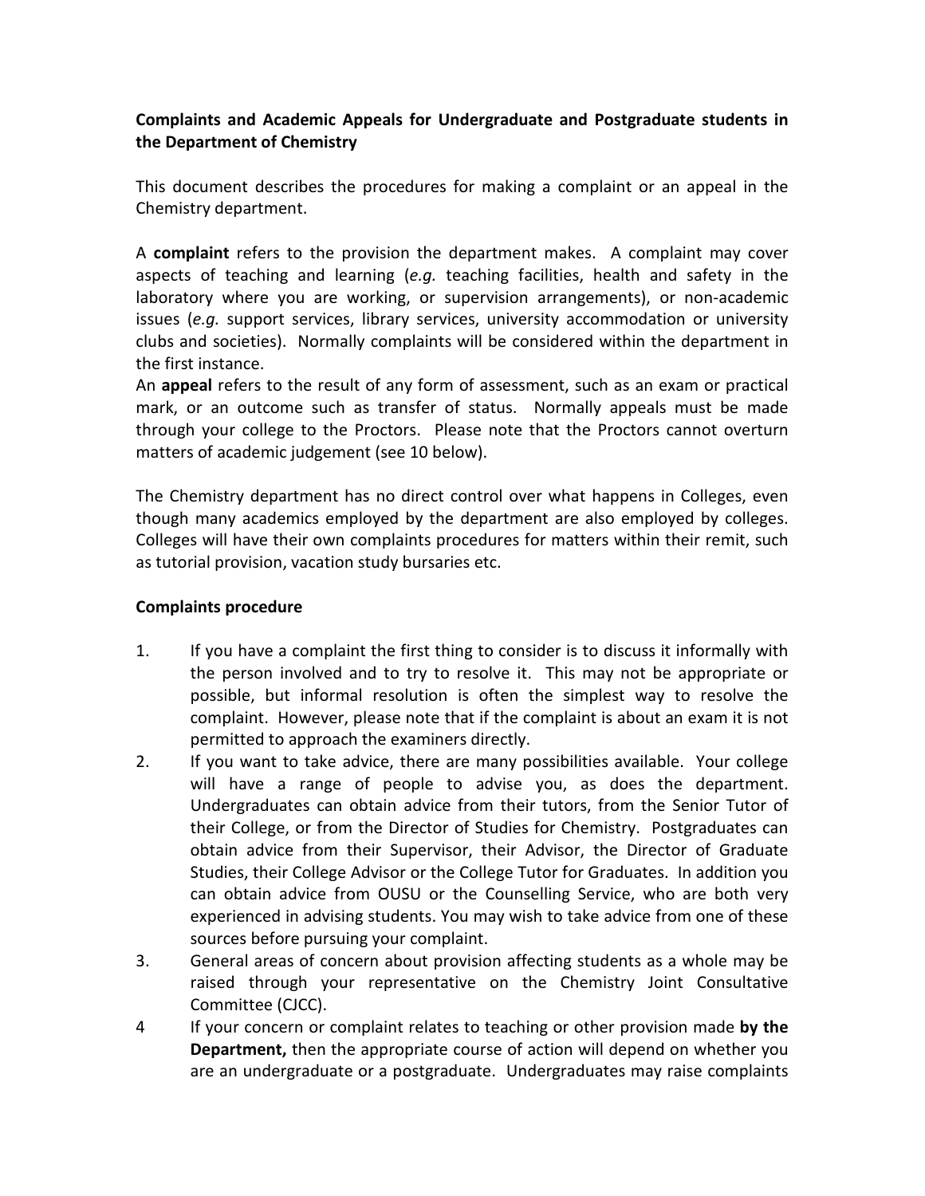**Complaints and Academic Appeals for Undergraduate and Postgraduate students in the Department of Chemistry**

This document describes the procedures for making a complaint or an appeal in the Chemistry department.

A **complaint** refers to the provision the department makes. A complaint may cover aspects of teaching and learning (*e.g.* teaching facilities, health and safety in the laboratory where you are working, or supervision arrangements), or non-academic issues (*e.g.* support services, library services, university accommodation or university clubs and societies). Normally complaints will be considered within the department in the first instance.

An **appeal** refers to the result of any form of assessment, such as an exam or practical mark, or an outcome such as transfer of status. Normally appeals must be made through your college to the Proctors. Please note that the Proctors cannot overturn matters of academic judgement (see 10 below).

The Chemistry department has no direct control over what happens in Colleges, even though many academics employed by the department are also employed by colleges. Colleges will have their own complaints procedures for matters within their remit, such as tutorial provision, vacation study bursaries etc.

**Complaints procedure**

1. If you have a complaint the first thing to consider is to discuss it informally with the person involved and to try to resolve it. This may not be appropriate or possible, but informal resolution is often the simplest way to resolve the complaint. However, please note that if the complaint is about an exam it is not permitted to approach the examiners directly.
2. If you want to take advice, there are many possibilities available. Your college will have a range of people to advise you, as does the department. Undergraduates can obtain advice from their tutors, from the Senior Tutor of their College, or from the Director of Studies for Chemistry. Postgraduates can obtain advice from their Supervisor, their Advisor, the Director of Graduate Studies, their College Advisor or the College Tutor for Graduates. In addition you can obtain advice from OUSU or the Counselling Service, who are both very experienced in advising students. You may wish to take advice from one of these sources before pursuing your complaint.
3. General areas of concern about provision affecting students as a whole may be raised through your representative on the Chemistry Joint Consultative Committee (CJCC).
4. If your concern or complaint relates to teaching or other provision made **by the Department,** then the appropriate course of action will depend on whether you are an undergraduate or a postgraduate. Undergraduates may raise complaints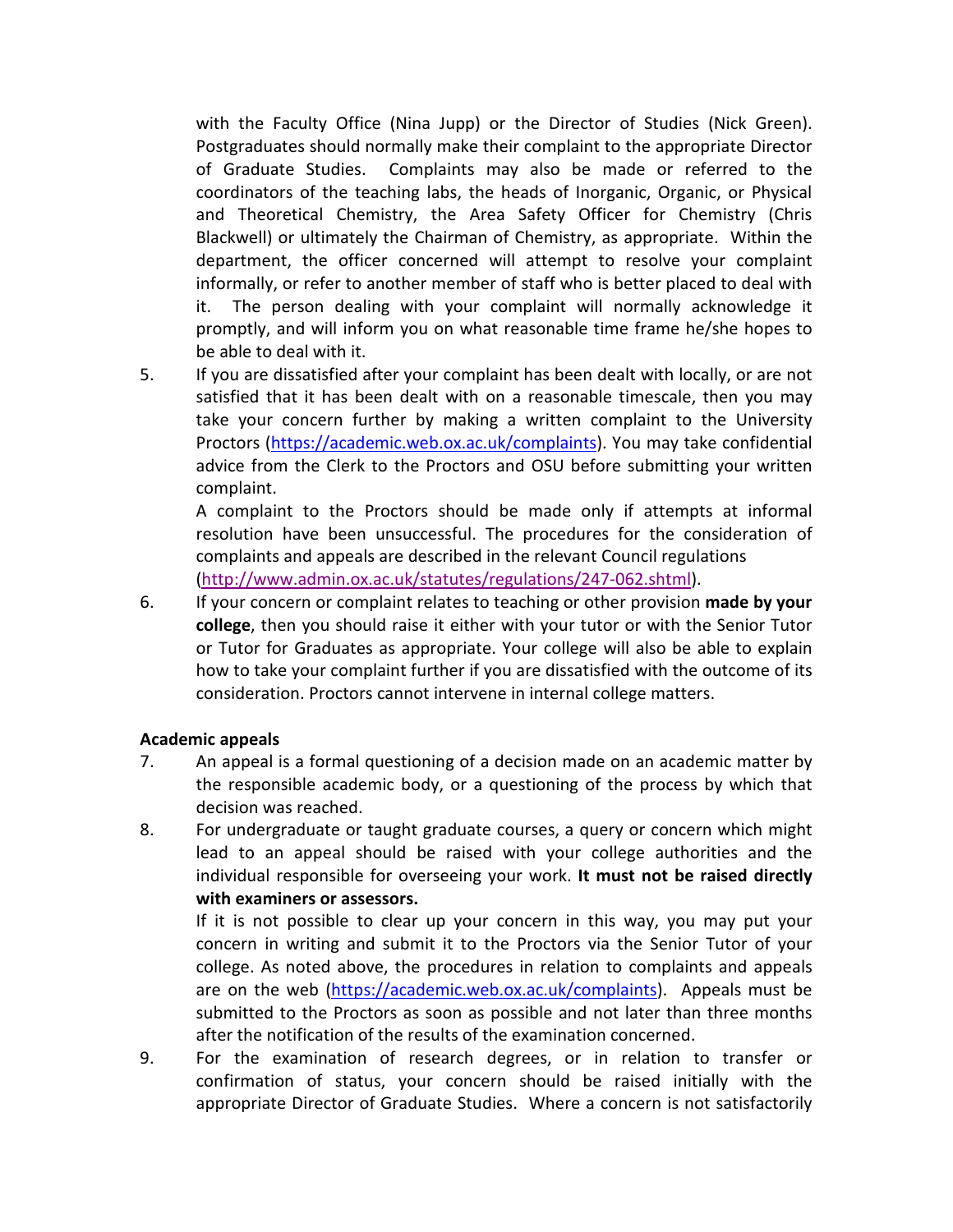with the Faculty Office (Nina Jupp) or the Director of Studies (Nick Green). Postgraduates should normally make their complaint to the appropriate Director of Graduate Studies. Complaints may also be made or referred to the coordinators of the teaching labs, the heads of Inorganic, Organic, or Physical and Theoretical Chemistry, the Area Safety Officer for Chemistry (Chris Blackwell) or ultimately the Chairman of Chemistry, as appropriate. Within the department, the officer concerned will attempt to resolve your complaint informally, or refer to another member of staff who is better placed to deal with it. The person dealing with your complaint will normally acknowledge it promptly, and will inform you on what reasonable time frame he/she hopes to be able to deal with it.

5. If you are dissatisfied after your complaint has been dealt with locally, or are not satisfied that it has been dealt with on a reasonable timescale, then you may take your concern further by making a written complaint to the University Proctors (https://academic.web.ox.ac.uk/complaints). You may take confidential advice from the Clerk to the Proctors and OSU before submitting your written complaint.

   A complaint to the Proctors should be made only if attempts at informal resolution have been unsuccessful. The procedures for the consideration of complaints and appeals are described in the relevant Council regulations (http://www.admin.ox.ac.uk/statutes/regulations/247-062.shtml).

6. If your concern or complaint relates to teaching or other provision **made by your college**, then you should raise it either with your tutor or with the Senior Tutor or Tutor for Graduates as appropriate. Your college will also be able to explain how to take your complaint further if you are dissatisfied with the outcome of its consideration. Proctors cannot intervene in internal college matters.

**Academic appeals**

7. An appeal is a formal questioning of a decision made on an academic matter by the responsible academic body, or a questioning of the process by which that decision was reached.

8. For undergraduate or taught graduate courses, a query or concern which might lead to an appeal should be raised with your college authorities and the individual responsible for overseeing your work. **It must not be raised directly with examiners or assessors.**

   If it is not possible to clear up your concern in this way, you may put your concern in writing and submit it to the Proctors via the Senior Tutor of your college. As noted above, the procedures in relation to complaints and appeals are on the web (https://academic.web.ox.ac.uk/complaints). Appeals must be submitted to the Proctors as soon as possible and not later than three months after the notification of the results of the examination concerned.

9. For the examination of research degrees, or in relation to transfer or confirmation of status, your concern should be raised initially with the appropriate Director of Graduate Studies. Where a concern is not satisfactorily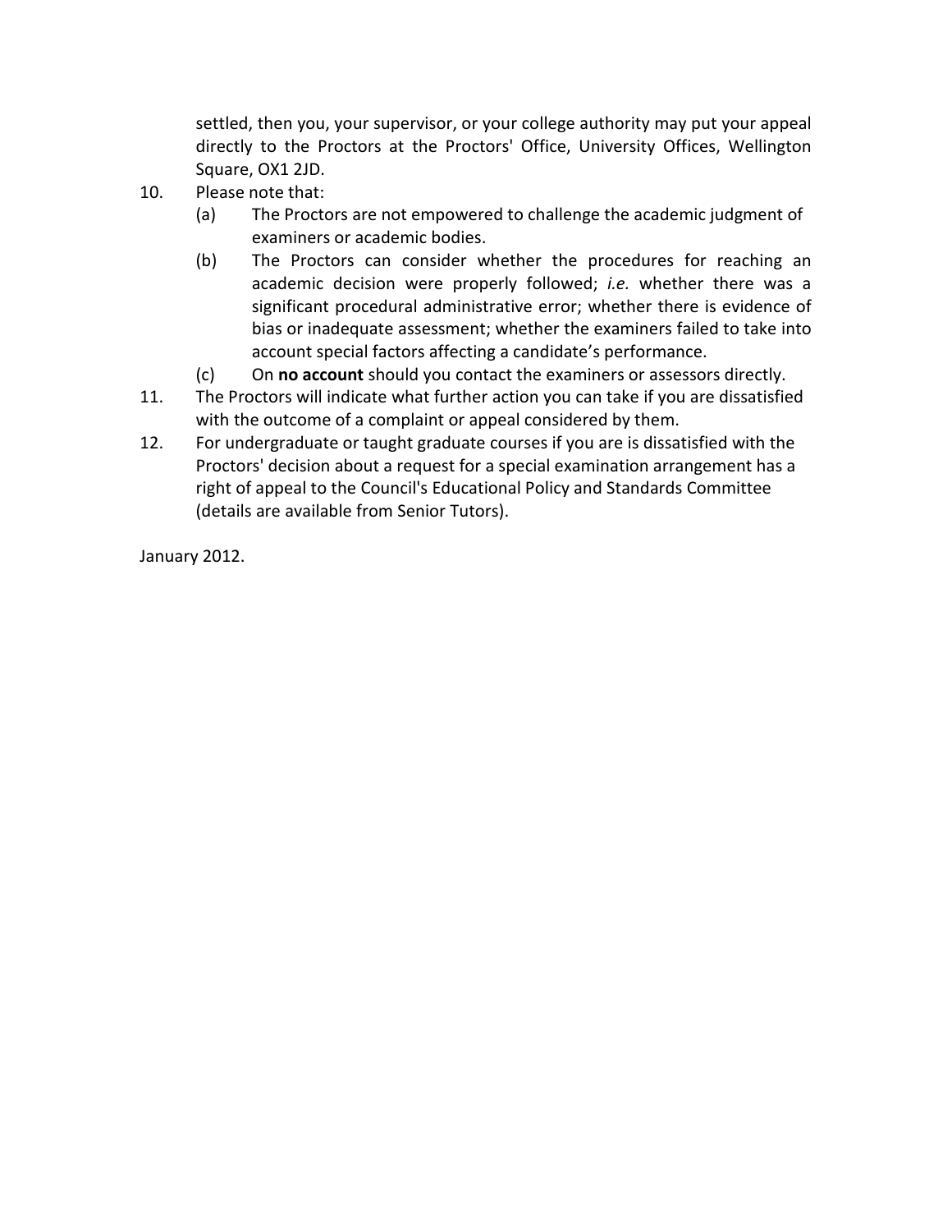settled, then you, your supervisor, or your college authority may put your appeal directly to the Proctors at the Proctors' Office, University Offices, Wellington Square, OX1 2JD.

10. Please note that:
    (a) The Proctors are not empowered to challenge the academic judgment of examiners or academic bodies.
    (b) The Proctors can consider whether the procedures for reaching an academic decision were properly followed; *i.e.* whether there was a significant procedural administrative error; whether there is evidence of bias or inadequate assessment; whether the examiners failed to take into account special factors affecting a candidate's performance.
    (c) On **no account** should you contact the examiners or assessors directly.
11. The Proctors will indicate what further action you can take if you are dissatisfied with the outcome of a complaint or appeal considered by them.
12. For undergraduate or taught graduate courses if you are is dissatisfied with the Proctors' decision about a request for a special examination arrangement has a right of appeal to the Council's Educational Policy and Standards Committee (details are available from Senior Tutors).

January 2012.